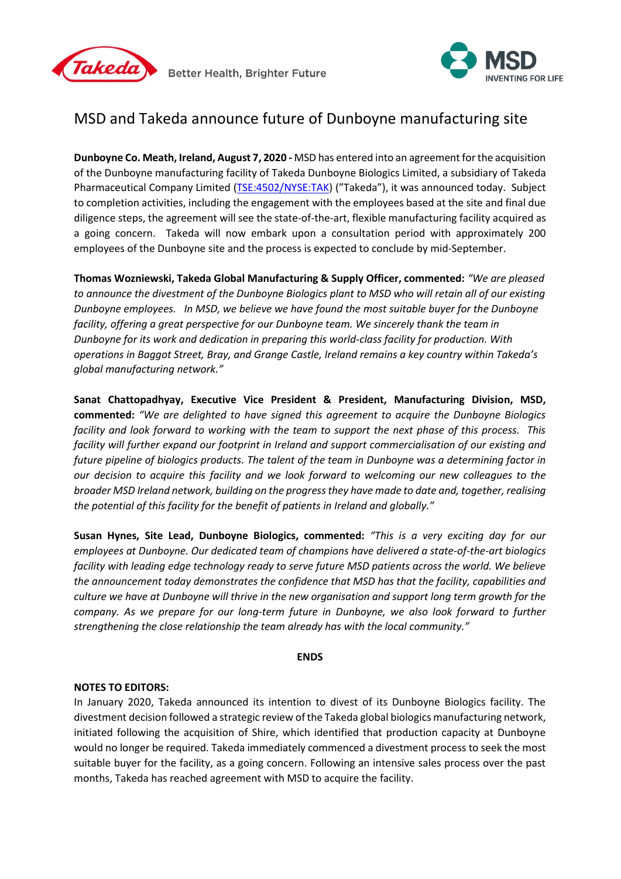Better Health, Brighter Future

# MSD and Takeda announce future of Dunboyne manufacturing site

**Dunboyne Co. Meath, Ireland, August 7, 2020 -** MSD has entered into an agreement for the acquisition of the Dunboyne manufacturing facility of Takeda Dunboyne Biologics Limited, a subsidiary of Takeda Pharmaceutical Company Limited (TSE:4502/NYSE:TAK) ("Takeda"), it was announced today. Subject to completion activities, including the engagement with the employees based at the site and final due diligence steps, the agreement will see the state-of-the-art, flexible manufacturing facility acquired as a going concern. Takeda will now embark upon a consultation period with approximately 200 employees of the Dunboyne site and the process is expected to conclude by mid-September.

**Thomas Wozniewski, Takeda Global Manufacturing & Supply Officer, commented:** *"We are pleased to announce the divestment of the Dunboyne Biologics plant to MSD who will retain all of our existing Dunboyne employees. In MSD, we believe we have found the most suitable buyer for the Dunboyne facility, offering a great perspective for our Dunboyne team. We sincerely thank the team in Dunboyne for its work and dedication in preparing this world-class facility for production. With operations in Baggot Street, Bray, and Grange Castle, Ireland remains a key country within Takeda's global manufacturing network."*

**Sanat Chattopadhyay, Executive Vice President & President, Manufacturing Division, MSD, commented:** *"We are delighted to have signed this agreement to acquire the Dunboyne Biologics facility and look forward to working with the team to support the next phase of this process. This facility will further expand our footprint in Ireland and support commercialisation of our existing and future pipeline of biologics products. The talent of the team in Dunboyne was a determining factor in our decision to acquire this facility and we look forward to welcoming our new colleagues to the broader MSD Ireland network, building on the progress they have made to date and, together, realising the potential of this facility for the benefit of patients in Ireland and globally."*

**Susan Hynes, Site Lead, Dunboyne Biologics, commented:** *"This is a very exciting day for our employees at Dunboyne. Our dedicated team of champions have delivered a state-of-the-art biologics facility with leading edge technology ready to serve future MSD patients across the world. We believe the announcement today demonstrates the confidence that MSD has that the facility, capabilities and culture we have at Dunboyne will thrive in the new organisation and support long term growth for the company. As we prepare for our long-term future in Dunboyne, we also look forward to further strengthening the close relationship the team already has with the local community."*

**ENDS**

**NOTES TO EDITORS:**

In January 2020, Takeda announced its intention to divest of its Dunboyne Biologics facility. The divestment decision followed a strategic review of the Takeda global biologics manufacturing network, initiated following the acquisition of Shire, which identified that production capacity at Dunboyne would no longer be required. Takeda immediately commenced a divestment process to seek the most suitable buyer for the facility, as a going concern. Following an intensive sales process over the past months, Takeda has reached agreement with MSD to acquire the facility.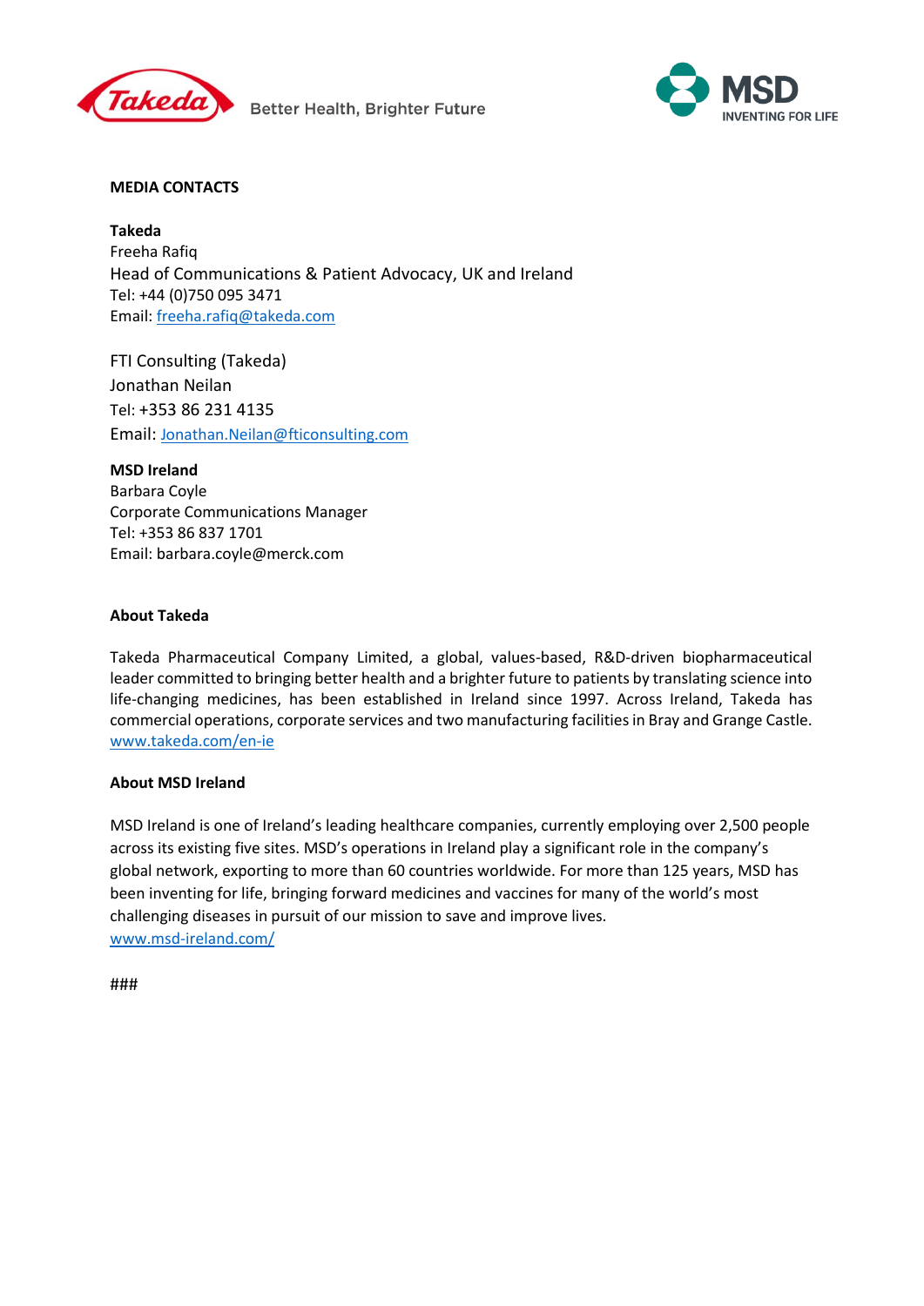Better Health, Brighter Future

**MEDIA CONTACTS**

**Takeda**
Freeha Rafiq
Head of Communications & Patient Advocacy, UK and Ireland
Tel: +44 (0)750 095 3471
Email: freeha.rafiq@takeda.com

FTI Consulting (Takeda)
Jonathan Neilan
Tel: +353 86 231 4135
Email: Jonathan.Neilan@fticonsulting.com

**MSD Ireland**
Barbara Coyle
Corporate Communications Manager
Tel: +353 86 837 1701
Email: barbara.coyle@merck.com

**About Takeda**

Takeda Pharmaceutical Company Limited, a global, values-based, R&D-driven biopharmaceutical leader committed to bringing better health and a brighter future to patients by translating science into life-changing medicines, has been established in Ireland since 1997. Across Ireland, Takeda has commercial operations, corporate services and two manufacturing facilities in Bray and Grange Castle.
www.takeda.com/en-ie

**About MSD Ireland**

MSD Ireland is one of Ireland's leading healthcare companies, currently employing over 2,500 people across its existing five sites. MSD's operations in Ireland play a significant role in the company's global network, exporting to more than 60 countries worldwide. For more than 125 years, MSD has been inventing for life, bringing forward medicines and vaccines for many of the world's most challenging diseases in pursuit of our mission to save and improve lives.
www.msd-ireland.com/

###